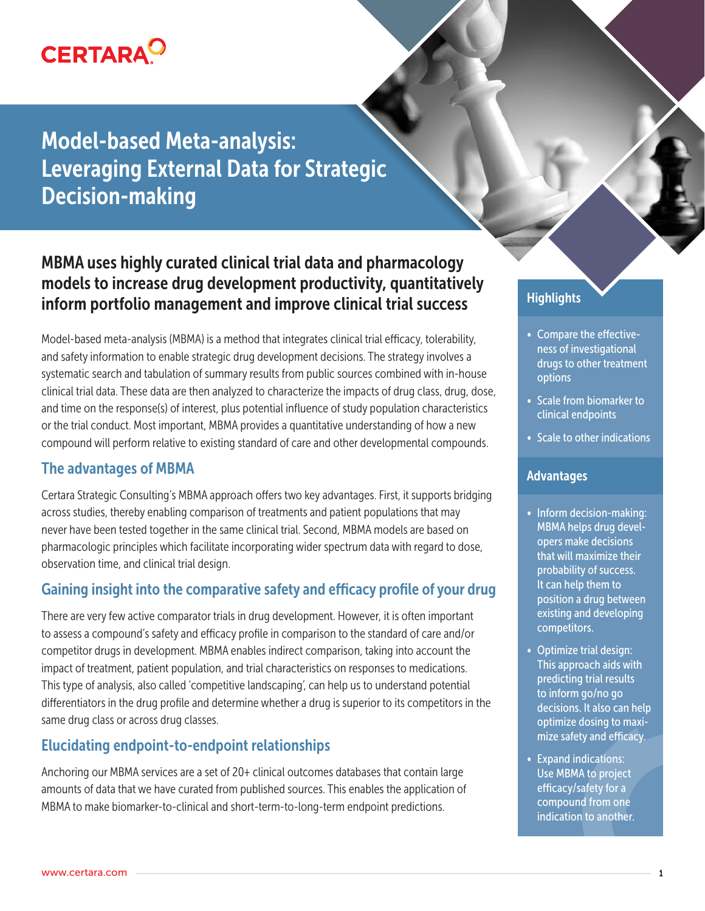CERTARA

# Model-based Meta-analysis: Leveraging External Data for Strategic Decision-making

## MBMA uses highly curated clinical trial data and pharmacology models to increase drug development productivity, quantitatively inform portfolio management and improve clinical trial success

Model-based meta-analysis (MBMA) is a method that integrates clinical trial efficacy, tolerability, and safety information to enable strategic drug development decisions. The strategy involves a systematic search and tabulation of summary results from public sources combined with in-house clinical trial data. These data are then analyzed to characterize the impacts of drug class, drug, dose, and time on the response(s) of interest, plus potential influence of study population characteristics or the trial conduct. Most important, MBMA provides a quantitative understanding of how a new compound will perform relative to existing standard of care and other developmental compounds.

### The advantages of MBMA

Certara Strategic Consulting's MBMA approach offers two key advantages. First, it supports bridging across studies, thereby enabling comparison of treatments and patient populations that may never have been tested together in the same clinical trial. Second, MBMA models are based on pharmacologic principles which facilitate incorporating wider spectrum data with regard to dose, observation time, and clinical trial design.

### Gaining insight into the comparative safety and efficacy profile of your drug

There are very few active comparator trials in drug development. However, it is often important to assess a compound's safety and efficacy profile in comparison to the standard of care and/or competitor drugs in development. MBMA enables indirect comparison, taking into account the impact of treatment, patient population, and trial characteristics on responses to medications. This type of analysis, also called 'competitive landscaping', can help us to understand potential differentiators in the drug profile and determine whether a drug is superior to its competitors in the same drug class or across drug classes.

### Elucidating endpoint-to-endpoint relationships

Anchoring our MBMA services are a set of 20+ clinical outcomes databases that contain large amounts of data that we have curated from published sources. This enables the application of MBMA to make biomarker-to-clinical and short-term-to-long-term endpoint predictions.

### Highlights

- Compare the effectiveness of investigational drugs to other treatment options
- Scale from biomarker to clinical endpoints
- Scale to other indications

### Advantages

- Inform decision-making: MBMA helps drug developers make decisions that will maximize their probability of success. It can help them to position a drug between existing and developing competitors.
- Optimize trial design: This approach aids with predicting trial results to inform go/no go decisions. It also can help optimize dosing to maximize safety and efficacy.
- Expand indications: Use MBMA to project efficacy/safety for a compound from one indication to another.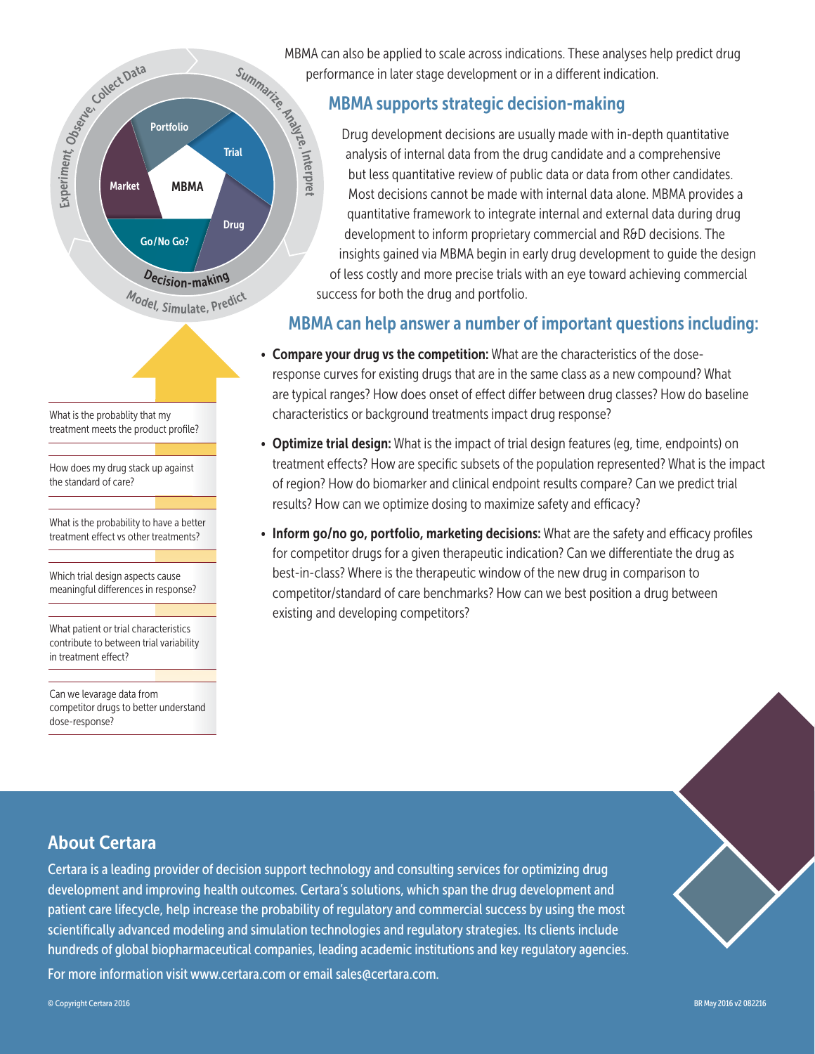Experiment, Observe, Collect Data

Summarize, Analyze, Interpret

Portfolio

Trial

Market

MBMA

Drug

Go/No Go?

Decision-making

Model, Simulate, Predict

What is the probablity that my treatment meets the product profile?

How does my drug stack up against the standard of care?

What is the probability to have a better treatment effect vs other treatments?

Which trial design aspects cause meaningful differences in response?

What patient or trial characteristics contribute to between trial variability in treatment effect?

Can we levarage data from competitor drugs to better understand dose-response?

MBMA can also be applied to scale across indications. These analyses help predict drug performance in later stage development or in a different indication.

## MBMA supports strategic decision-making

Drug development decisions are usually made with in-depth quantitative analysis of internal data from the drug candidate and a comprehensive but less quantitative review of public data or data from other candidates. Most decisions cannot be made with internal data alone. MBMA provides a quantitative framework to integrate internal and external data during drug development to inform proprietary commercial and R&D decisions. The insights gained via MBMA begin in early drug development to guide the design of less costly and more precise trials with an eye toward achieving commercial success for both the drug and portfolio.

## MBMA can help answer a number of important questions including:

- **Compare your drug vs the competition:** What are the characteristics of the dose-response curves for existing drugs that are in the same class as a new compound? What are typical ranges? How does onset of effect differ between drug classes? How do baseline characteristics or background treatments impact drug response?
- **Optimize trial design:** What is the impact of trial design features (eg, time, endpoints) on treatment effects? How are specific subsets of the population represented? What is the impact of region? How do biomarker and clinical endpoint results compare? Can we predict trial results? How can we optimize dosing to maximize safety and efficacy?
- **Inform go/no go, portfolio, marketing decisions:** What are the safety and efficacy profiles for competitor drugs for a given therapeutic indication? Can we differentiate the drug as best-in-class? Where is the therapeutic window of the new drug in comparison to competitor/standard of care benchmarks? How can we best position a drug between existing and developing competitors?

## About Certara

Certara is a leading provider of decision support technology and consulting services for optimizing drug development and improving health outcomes. Certara's solutions, which span the drug development and patient care lifecycle, help increase the probability of regulatory and commercial success by using the most scientifically advanced modeling and simulation technologies and regulatory strategies. Its clients include hundreds of global biopharmaceutical companies, leading academic institutions and key regulatory agencies.

For more information visit www.certara.com or email sales@certara.com.

© Copyright Certara 2016

BR May 2016 v2 082216